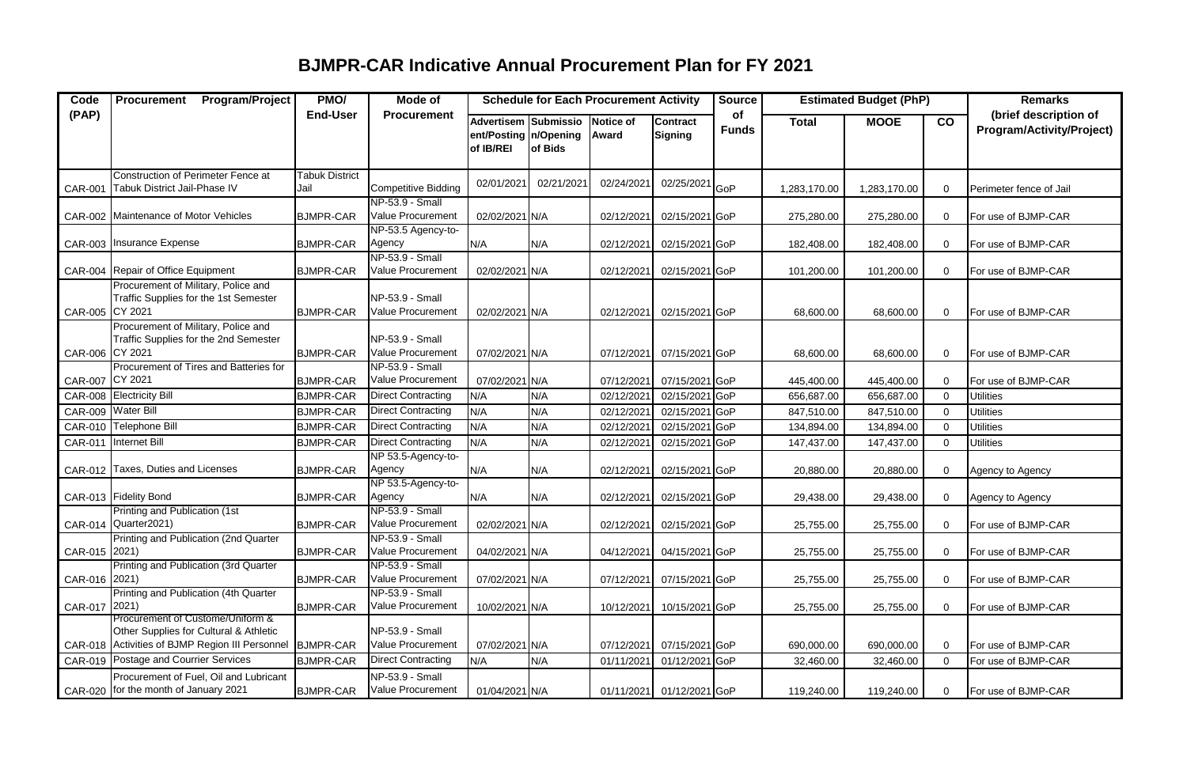# BJMPR-CAR Indicative Annual Procurement Plan for FY 2021

| Code (PAP) | Procurement Program/Project | PMO/ End-User | Mode of Procurement | Schedule for Each Procurement Activity | | | | Source of Funds | Estimated Budget (PhP) | | | Remarks (brief description of Program/Activity/Project) |
|---|---|---|---|---|---|---|---|---|---|---|---|---|
| | | | | Advertisement/Posting of IB/REI | Submission/Opening of Bids | Notice of Award | Contract Signing | | Total | MOOE | CO | |
| CAR-001 | Construction of Perimeter Fence at Tabuk District Jail-Phase IV | Tabuk District Jail | Competitive Bidding | 02/01/2021 | 02/21/2021 | 02/24/2021 | 02/25/2021 | GoP | 1,283,170.00 | 1,283,170.00 | 0 | Perimeter fence of Jail |
| CAR-002 | Maintenance of Motor Vehicles | BJMPR-CAR | NP-53.9 - Small Value Procurement | 02/02/2021 | N/A | 02/12/2021 | 02/15/2021 | GoP | 275,280.00 | 275,280.00 | 0 | For use of BJMP-CAR |
| CAR-003 | Insurance Expense | BJMPR-CAR | NP-53.5 Agency-to-Agency | N/A | N/A | 02/12/2021 | 02/15/2021 | GoP | 182,408.00 | 182,408.00 | 0 | For use of BJMP-CAR |
| CAR-004 | Repair of Office Equipment | BJMPR-CAR | NP-53.9 - Small Value Procurement | 02/02/2021 | N/A | 02/12/2021 | 02/15/2021 | GoP | 101,200.00 | 101,200.00 | 0 | For use of BJMP-CAR |
| CAR-005 | Procurement of Military, Police and Traffic Supplies for the 1st Semester CY 2021 | BJMPR-CAR | NP-53.9 - Small Value Procurement | 02/02/2021 | N/A | 02/12/2021 | 02/15/2021 | GoP | 68,600.00 | 68,600.00 | 0 | For use of BJMP-CAR |
| CAR-006 | Procurement of Military, Police and Traffic Supplies for the 2nd Semester CY 2021 | BJMPR-CAR | NP-53.9 - Small Value Procurement | 07/02/2021 | N/A | 07/12/2021 | 07/15/2021 | GoP | 68,600.00 | 68,600.00 | 0 | For use of BJMP-CAR |
| CAR-007 | Procurement of Tires and Batteries for CY 2021 | BJMPR-CAR | NP-53.9 - Small Value Procurement | 07/02/2021 | N/A | 07/12/2021 | 07/15/2021 | GoP | 445,400.00 | 445,400.00 | 0 | For use of BJMP-CAR |
| CAR-008 | Electricity Bill | BJMPR-CAR | Direct Contracting | N/A | N/A | 02/12/2021 | 02/15/2021 | GoP | 656,687.00 | 656,687.00 | 0 | Utilities |
| CAR-009 | Water Bill | BJMPR-CAR | Direct Contracting | N/A | N/A | 02/12/2021 | 02/15/2021 | GoP | 847,510.00 | 847,510.00 | 0 | Utilities |
| CAR-010 | Telephone Bill | BJMPR-CAR | Direct Contracting | N/A | N/A | 02/12/2021 | 02/15/2021 | GoP | 134,894.00 | 134,894.00 | 0 | Utilities |
| CAR-011 | Internet Bill | BJMPR-CAR | Direct Contracting | N/A | N/A | 02/12/2021 | 02/15/2021 | GoP | 147,437.00 | 147,437.00 | 0 | Utilities |
| CAR-012 | Taxes, Duties and Licenses | BJMPR-CAR | NP 53.5-Agency-to-Agency | N/A | N/A | 02/12/2021 | 02/15/2021 | GoP | 20,880.00 | 20,880.00 | 0 | Agency to Agency |
| CAR-013 | Fidelity Bond | BJMPR-CAR | NP 53.5-Agency-to-Agency | N/A | N/A | 02/12/2021 | 02/15/2021 | GoP | 29,438.00 | 29,438.00 | 0 | Agency to Agency |
| CAR-014 | Printing and Publication (1st Quarter2021) | BJMPR-CAR | NP-53.9 - Small Value Procurement | 02/02/2021 | N/A | 02/12/2021 | 02/15/2021 | GoP | 25,755.00 | 25,755.00 | 0 | For use of BJMP-CAR |
| CAR-015 | Printing and Publication (2nd Quarter 2021) | BJMPR-CAR | NP-53.9 - Small Value Procurement | 04/02/2021 | N/A | 04/12/2021 | 04/15/2021 | GoP | 25,755.00 | 25,755.00 | 0 | For use of BJMP-CAR |
| CAR-016 | Printing and Publication (3rd Quarter 2021) | BJMPR-CAR | NP-53.9 - Small Value Procurement | 07/02/2021 | N/A | 07/12/2021 | 07/15/2021 | GoP | 25,755.00 | 25,755.00 | 0 | For use of BJMP-CAR |
| CAR-017 | Printing and Publication (4th Quarter 2021) | BJMPR-CAR | NP-53.9 - Small Value Procurement | 10/02/2021 | N/A | 10/12/2021 | 10/15/2021 | GoP | 25,755.00 | 25,755.00 | 0 | For use of BJMP-CAR |
| CAR-018 | Procurement of Custome/Uniform & Other Supplies for Cultural & Athletic Activities of BJMP Region III Personnel | BJMPR-CAR | NP-53.9 - Small Value Procurement | 07/02/2021 | N/A | 07/12/2021 | 07/15/2021 | GoP | 690,000.00 | 690,000.00 | 0 | For use of BJMP-CAR |
| CAR-019 | Postage and Courrier Services | BJMPR-CAR | Direct Contracting | N/A | N/A | 01/11/2021 | 01/12/2021 | GoP | 32,460.00 | 32,460.00 | 0 | For use of BJMP-CAR |
| CAR-020 | Procurement of Fuel, Oil and Lubricant for the month of January 2021 | BJMPR-CAR | NP-53.9 - Small Value Procurement | 01/04/2021 | N/A | 01/11/2021 | 01/12/2021 | GoP | 119,240.00 | 119,240.00 | 0 | For use of BJMP-CAR |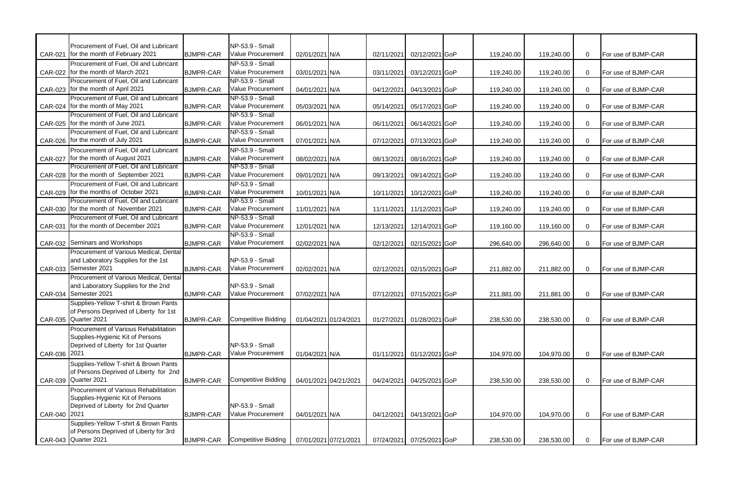| | | | | | | | | | | | | | |
|---|---|---|---|---|---|---|---|---|---|---|---|---|---|
| CAR-021 | Procurement of Fuel, Oil and Lubricant for the month of February 2021 | BJMPR-CAR | NP-53.9 - Small Value Procurement | 02/01/2021 | N/A | 02/11/2021 | 02/12/2021 | GoP | | 119,240.00 | 119,240.00 | 0 | For use of BJMP-CAR |
| CAR-022 | Procurement of Fuel, Oil and Lubricant for the month of March 2021 | BJMPR-CAR | NP-53.9 - Small Value Procurement | 03/01/2021 | N/A | 03/11/2021 | 03/12/2021 | GoP | | 119,240.00 | 119,240.00 | 0 | For use of BJMP-CAR |
| CAR-023 | Procurement of Fuel, Oil and Lubricant for the month of April 2021 | BJMPR-CAR | NP-53.9 - Small Value Procurement | 04/01/2021 | N/A | 04/12/2021 | 04/13/2021 | GoP | | 119,240.00 | 119,240.00 | 0 | For use of BJMP-CAR |
| CAR-024 | Procurement of Fuel, Oil and Lubricant for the month of May 2021 | BJMPR-CAR | NP-53.9 - Small Value Procurement | 05/03/2021 | N/A | 05/14/2021 | 05/17/2021 | GoP | | 119,240.00 | 119,240.00 | 0 | For use of BJMP-CAR |
| CAR-025 | Procurement of Fuel, Oil and Lubricant for the month of June 2021 | BJMPR-CAR | NP-53.9 - Small Value Procurement | 06/01/2021 | N/A | 06/11/2021 | 06/14/2021 | GoP | | 119,240.00 | 119,240.00 | 0 | For use of BJMP-CAR |
| CAR-026 | Procurement of Fuel, Oil and Lubricant for the month of July 2021 | BJMPR-CAR | NP-53.9 - Small Value Procurement | 07/01/2021 | N/A | 07/12/2021 | 07/13/2021 | GoP | | 119,240.00 | 119,240.00 | 0 | For use of BJMP-CAR |
| CAR-027 | Procurement of Fuel, Oil and Lubricant for the month of August 2021 | BJMPR-CAR | NP-53.9 - Small Value Procurement | 08/02/2021 | N/A | 08/13/2021 | 08/16/2021 | GoP | | 119,240.00 | 119,240.00 | 0 | For use of BJMP-CAR |
| CAR-028 | Procurement of Fuel, Oil and Lubricant for the month of September 2021 | BJMPR-CAR | NP-53.9 - Small Value Procurement | 09/01/2021 | N/A | 09/13/2021 | 09/14/2021 | GoP | | 119,240.00 | 119,240.00 | 0 | For use of BJMP-CAR |
| CAR-029 | Procurement of Fuel, Oil and Lubricant for the months of October 2021 | BJMPR-CAR | NP-53.9 - Small Value Procurement | 10/01/2021 | N/A | 10/11/2021 | 10/12/2021 | GoP | | 119,240.00 | 119,240.00 | 0 | For use of BJMP-CAR |
| CAR-030 | Procurement of Fuel, Oil and Lubricant for the month of November 2021 | BJMPR-CAR | NP-53.9 - Small Value Procurement | 11/01/2021 | N/A | 11/11/2021 | 11/12/2021 | GoP | | 119,240.00 | 119,240.00 | 0 | For use of BJMP-CAR |
| CAR-031 | Procurement of Fuel, Oil and Lubricant for the month of December 2021 | BJMPR-CAR | NP-53.9 - Small Value Procurement | 12/01/2021 | N/A | 12/13/2021 | 12/14/2021 | GoP | | 119,160.00 | 119,160.00 | 0 | For use of BJMP-CAR |
| CAR-032 | Seminars and Workshops | BJMPR-CAR | NP-53.9 - Small Value Procurement | 02/02/2021 | N/A | 02/12/2021 | 02/15/2021 | GoP | | 296,640.00 | 296,640.00 | 0 | For use of BJMP-CAR |
| CAR-033 | Procurement of Various Medical, Dental and Laboratory Supplies for the 1st Semester 2021 | BJMPR-CAR | NP-53.9 - Small Value Procurement | 02/02/2021 | N/A | 02/12/2021 | 02/15/2021 | GoP | | 211,882.00 | 211,882.00 | 0 | For use of BJMP-CAR |
| CAR-034 | Procurement of Various Medical, Dental and Laboratory Supplies for the 2nd Semester 2021 | BJMPR-CAR | NP-53.9 - Small Value Procurement | 07/02/2021 | N/A | 07/12/2021 | 07/15/2021 | GoP | | 211,881.00 | 211,881.00 | 0 | For use of BJMP-CAR |
| CAR-035 | Supplies-Yellow T-shirt & Brown Pants of Persons Deprived of Liberty for 1st Quarter 2021 | BJMPR-CAR | Competitive Bidding | 01/04/2021 | 01/24/2021 | 01/27/2021 | 01/28/2021 | GoP | | 238,530.00 | 238,530.00 | 0 | For use of BJMP-CAR |
| CAR-036 | Procurement of Various Rehabilitation Supplies-Hygienic Kit of Persons Deprived of Liberty for 1st Quarter 2021 | BJMPR-CAR | NP-53.9 - Small Value Procurement | 01/04/2021 | N/A | 01/11/2021 | 01/12/2021 | GoP | | 104,970.00 | 104,970.00 | 0 | For use of BJMP-CAR |
| CAR-039 | Supplies-Yellow T-shirt & Brown Pants of Persons Deprived of Liberty for 2nd Quarter 2021 | BJMPR-CAR | Competitive Bidding | 04/01/2021 | 04/21/2021 | 04/24/2021 | 04/25/2021 | GoP | | 238,530.00 | 238,530.00 | 0 | For use of BJMP-CAR |
| CAR-040 | Procurement of Various Rehabilitation Supplies-Hygienic Kit of Persons Deprived of Liberty for 2nd Quarter 2021 | BJMPR-CAR | NP-53.9 - Small Value Procurement | 04/01/2021 | N/A | 04/12/2021 | 04/13/2021 | GoP | | 104,970.00 | 104,970.00 | 0 | For use of BJMP-CAR |
| CAR-043 | Supplies-Yellow T-shirt & Brown Pants of Persons Deprived of Liberty for 3rd Quarter 2021 | BJMPR-CAR | Competitive Bidding | 07/01/2021 | 07/21/2021 | 07/24/2021 | 07/25/2021 | GoP | | 238,530.00 | 238,530.00 | 0 | For use of BJMP-CAR |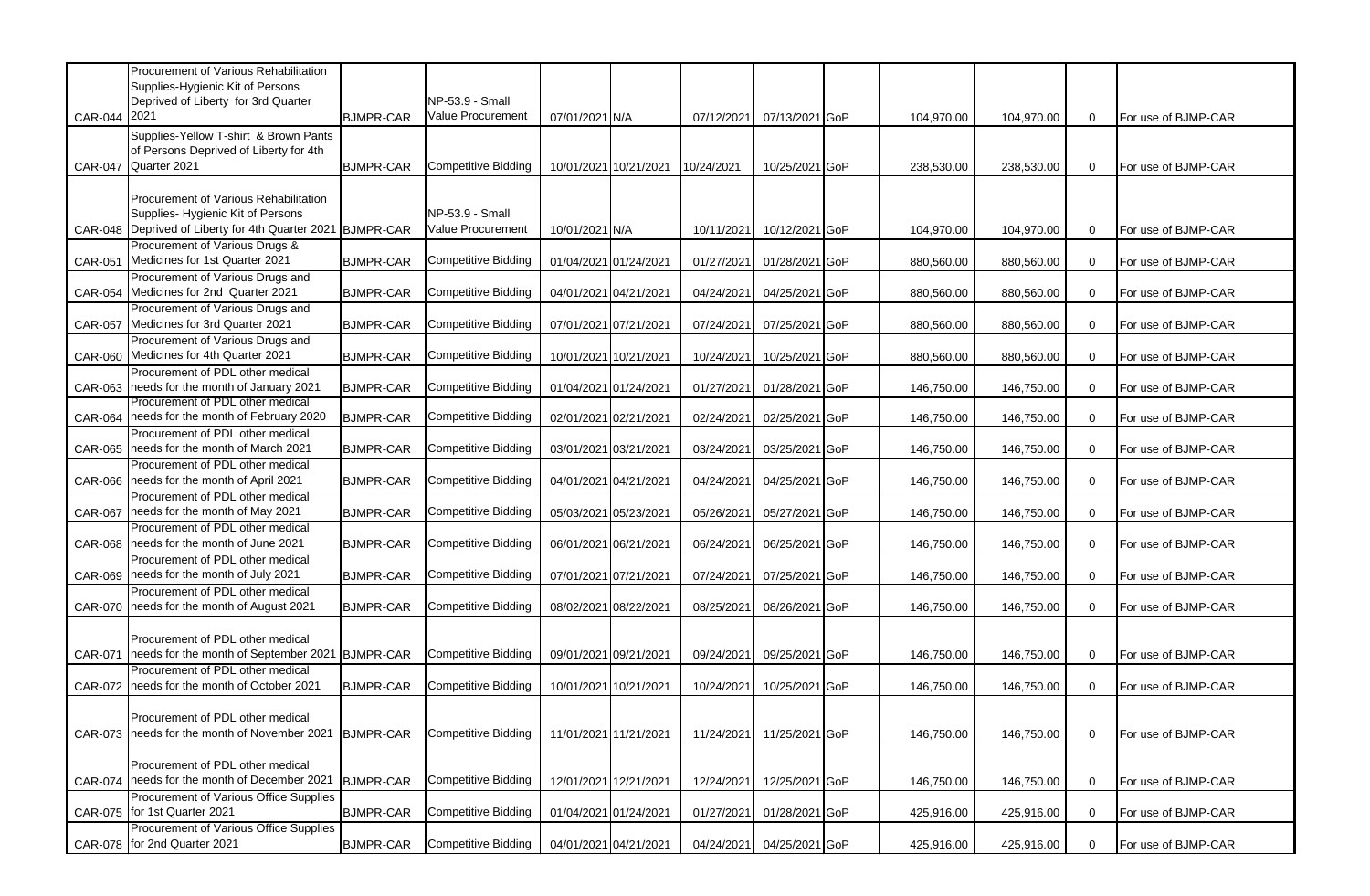| | | | | | | | | | | | | |
|---|---|---|---|---|---|---|---|---|---|---|---|---|
| CAR-044 | Procurement of Various Rehabilitation Supplies-Hygienic Kit of Persons Deprived of Liberty for 3rd Quarter 2021 | BJMPR-CAR | NP-53.9 - Small Value Procurement | 07/01/2021 | N/A | 07/12/2021 | 07/13/2021 | GoP | 104,970.00 | 104,970.00 | 0 | For use of BJMP-CAR |
| CAR-047 | Supplies-Yellow T-shirt & Brown Pants of Persons Deprived of Liberty for 4th Quarter 2021 | BJMPR-CAR | Competitive Bidding | 10/01/2021 | 10/21/2021 | 10/24/2021 | 10/25/2021 | GoP | 238,530.00 | 238,530.00 | 0 | For use of BJMP-CAR |
| CAR-048 | Procurement of Various Rehabilitation Supplies- Hygienic Kit of Persons Deprived of Liberty for 4th Quarter 2021 | BJMPR-CAR | NP-53.9 - Small Value Procurement | 10/01/2021 | N/A | 10/11/2021 | 10/12/2021 | GoP | 104,970.00 | 104,970.00 | 0 | For use of BJMP-CAR |
| CAR-051 | Procurement of Various Drugs & Medicines for 1st Quarter 2021 | BJMPR-CAR | Competitive Bidding | 01/04/2021 | 01/24/2021 | 01/27/2021 | 01/28/2021 | GoP | 880,560.00 | 880,560.00 | 0 | For use of BJMP-CAR |
| CAR-054 | Procurement of Various Drugs and Medicines for 2nd Quarter 2021 | BJMPR-CAR | Competitive Bidding | 04/01/2021 | 04/21/2021 | 04/24/2021 | 04/25/2021 | GoP | 880,560.00 | 880,560.00 | 0 | For use of BJMP-CAR |
| CAR-057 | Procurement of Various Drugs and Medicines for 3rd Quarter 2021 | BJMPR-CAR | Competitive Bidding | 07/01/2021 | 07/21/2021 | 07/24/2021 | 07/25/2021 | GoP | 880,560.00 | 880,560.00 | 0 | For use of BJMP-CAR |
| CAR-060 | Procurement of Various Drugs and Medicines for 4th Quarter 2021 | BJMPR-CAR | Competitive Bidding | 10/01/2021 | 10/21/2021 | 10/24/2021 | 10/25/2021 | GoP | 880,560.00 | 880,560.00 | 0 | For use of BJMP-CAR |
| CAR-063 | Procurement of PDL other medical needs for the month of January 2021 | BJMPR-CAR | Competitive Bidding | 01/04/2021 | 01/24/2021 | 01/27/2021 | 01/28/2021 | GoP | 146,750.00 | 146,750.00 | 0 | For use of BJMP-CAR |
| CAR-064 | Procurement of PDL other medical needs for the month of February 2020 | BJMPR-CAR | Competitive Bidding | 02/01/2021 | 02/21/2021 | 02/24/2021 | 02/25/2021 | GoP | 146,750.00 | 146,750.00 | 0 | For use of BJMP-CAR |
| CAR-065 | Procurement of PDL other medical needs for the month of March 2021 | BJMPR-CAR | Competitive Bidding | 03/01/2021 | 03/21/2021 | 03/24/2021 | 03/25/2021 | GoP | 146,750.00 | 146,750.00 | 0 | For use of BJMP-CAR |
| CAR-066 | Procurement of PDL other medical needs for the month of April 2021 | BJMPR-CAR | Competitive Bidding | 04/01/2021 | 04/21/2021 | 04/24/2021 | 04/25/2021 | GoP | 146,750.00 | 146,750.00 | 0 | For use of BJMP-CAR |
| CAR-067 | Procurement of PDL other medical needs for the month of May 2021 | BJMPR-CAR | Competitive Bidding | 05/03/2021 | 05/23/2021 | 05/26/2021 | 05/27/2021 | GoP | 146,750.00 | 146,750.00 | 0 | For use of BJMP-CAR |
| CAR-068 | Procurement of PDL other medical needs for the month of June 2021 | BJMPR-CAR | Competitive Bidding | 06/01/2021 | 06/21/2021 | 06/24/2021 | 06/25/2021 | GoP | 146,750.00 | 146,750.00 | 0 | For use of BJMP-CAR |
| CAR-069 | Procurement of PDL other medical needs for the month of July 2021 | BJMPR-CAR | Competitive Bidding | 07/01/2021 | 07/21/2021 | 07/24/2021 | 07/25/2021 | GoP | 146,750.00 | 146,750.00 | 0 | For use of BJMP-CAR |
| CAR-070 | Procurement of PDL other medical needs for the month of August 2021 | BJMPR-CAR | Competitive Bidding | 08/02/2021 | 08/22/2021 | 08/25/2021 | 08/26/2021 | GoP | 146,750.00 | 146,750.00 | 0 | For use of BJMP-CAR |
| CAR-071 | Procurement of PDL other medical needs for the month of September 2021 | BJMPR-CAR | Competitive Bidding | 09/01/2021 | 09/21/2021 | 09/24/2021 | 09/25/2021 | GoP | 146,750.00 | 146,750.00 | 0 | For use of BJMP-CAR |
| CAR-072 | Procurement of PDL other medical needs for the month of October 2021 | BJMPR-CAR | Competitive Bidding | 10/01/2021 | 10/21/2021 | 10/24/2021 | 10/25/2021 | GoP | 146,750.00 | 146,750.00 | 0 | For use of BJMP-CAR |
| CAR-073 | Procurement of PDL other medical needs for the month of November 2021 | BJMPR-CAR | Competitive Bidding | 11/01/2021 | 11/21/2021 | 11/24/2021 | 11/25/2021 | GoP | 146,750.00 | 146,750.00 | 0 | For use of BJMP-CAR |
| CAR-074 | Procurement of PDL other medical needs for the month of December 2021 | BJMPR-CAR | Competitive Bidding | 12/01/2021 | 12/21/2021 | 12/24/2021 | 12/25/2021 | GoP | 146,750.00 | 146,750.00 | 0 | For use of BJMP-CAR |
| CAR-075 | Procurement of Various Office Supplies for 1st Quarter 2021 | BJMPR-CAR | Competitive Bidding | 01/04/2021 | 01/24/2021 | 01/27/2021 | 01/28/2021 | GoP | 425,916.00 | 425,916.00 | 0 | For use of BJMP-CAR |
| CAR-078 | Procurement of Various Office Supplies for 2nd Quarter 2021 | BJMPR-CAR | Competitive Bidding | 04/01/2021 | 04/21/2021 | 04/24/2021 | 04/25/2021 | GoP | 425,916.00 | 425,916.00 | 0 | For use of BJMP-CAR |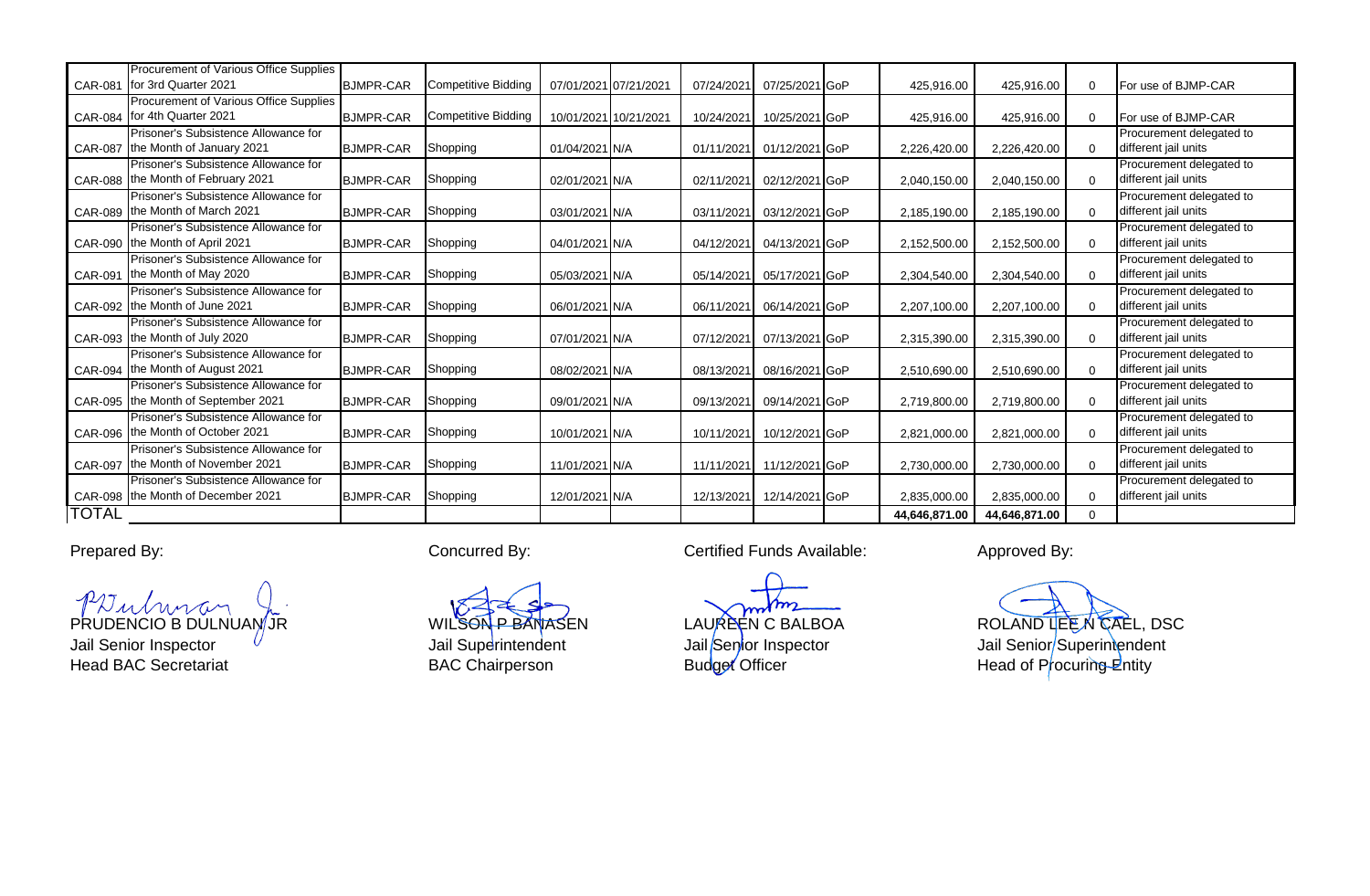| | | | | | | | | | | | | |
|---|---|---|---|---|---|---|---|---|---|---|---|---|
| CAR-081 | Procurement of Various Office Supplies for 3rd Quarter 2021 | BJMPR-CAR | Competitive Bidding | 07/01/2021 | 07/21/2021 | 07/24/2021 | 07/25/2021 | GoP | 425,916.00 | 425,916.00 | 0 | For use of BJMP-CAR |
| CAR-084 | Procurement of Various Office Supplies for 4th Quarter 2021 | BJMPR-CAR | Competitive Bidding | 10/01/2021 | 10/21/2021 | 10/24/2021 | 10/25/2021 | GoP | 425,916.00 | 425,916.00 | 0 | For use of BJMP-CAR |
| CAR-087 | Prisoner's Subsistence Allowance for the Month of January 2021 | BJMPR-CAR | Shopping | 01/04/2021 | N/A | 01/11/2021 | 01/12/2021 | GoP | 2,226,420.00 | 2,226,420.00 | 0 | Procurement delegated to different jail units |
| CAR-088 | Prisoner's Subsistence Allowance for the Month of February 2021 | BJMPR-CAR | Shopping | 02/01/2021 | N/A | 02/11/2021 | 02/12/2021 | GoP | 2,040,150.00 | 2,040,150.00 | 0 | Procurement delegated to different jail units |
| CAR-089 | Prisoner's Subsistence Allowance for the Month of March 2021 | BJMPR-CAR | Shopping | 03/01/2021 | N/A | 03/11/2021 | 03/12/2021 | GoP | 2,185,190.00 | 2,185,190.00 | 0 | Procurement delegated to different jail units |
| CAR-090 | Prisoner's Subsistence Allowance for the Month of April 2021 | BJMPR-CAR | Shopping | 04/01/2021 | N/A | 04/12/2021 | 04/13/2021 | GoP | 2,152,500.00 | 2,152,500.00 | 0 | Procurement delegated to different jail units |
| CAR-091 | Prisoner's Subsistence Allowance for the Month of May 2020 | BJMPR-CAR | Shopping | 05/03/2021 | N/A | 05/14/2021 | 05/17/2021 | GoP | 2,304,540.00 | 2,304,540.00 | 0 | Procurement delegated to different jail units |
| CAR-092 | Prisoner's Subsistence Allowance for the Month of June 2021 | BJMPR-CAR | Shopping | 06/01/2021 | N/A | 06/11/2021 | 06/14/2021 | GoP | 2,207,100.00 | 2,207,100.00 | 0 | Procurement delegated to different jail units |
| CAR-093 | Prisoner's Subsistence Allowance for the Month of July 2020 | BJMPR-CAR | Shopping | 07/01/2021 | N/A | 07/12/2021 | 07/13/2021 | GoP | 2,315,390.00 | 2,315,390.00 | 0 | Procurement delegated to different jail units |
| CAR-094 | Prisoner's Subsistence Allowance for the Month of August 2021 | BJMPR-CAR | Shopping | 08/02/2021 | N/A | 08/13/2021 | 08/16/2021 | GoP | 2,510,690.00 | 2,510,690.00 | 0 | Procurement delegated to different jail units |
| CAR-095 | Prisoner's Subsistence Allowance for the Month of September 2021 | BJMPR-CAR | Shopping | 09/01/2021 | N/A | 09/13/2021 | 09/14/2021 | GoP | 2,719,800.00 | 2,719,800.00 | 0 | Procurement delegated to different jail units |
| CAR-096 | Prisoner's Subsistence Allowance for the Month of October 2021 | BJMPR-CAR | Shopping | 10/01/2021 | N/A | 10/11/2021 | 10/12/2021 | GoP | 2,821,000.00 | 2,821,000.00 | 0 | Procurement delegated to different jail units |
| CAR-097 | Prisoner's Subsistence Allowance for the Month of November 2021 | BJMPR-CAR | Shopping | 11/01/2021 | N/A | 11/11/2021 | 11/12/2021 | GoP | 2,730,000.00 | 2,730,000.00 | 0 | Procurement delegated to different jail units |
| CAR-098 | Prisoner's Subsistence Allowance for the Month of December 2021 | BJMPR-CAR | Shopping | 12/01/2021 | N/A | 12/13/2021 | 12/14/2021 | GoP | 2,835,000.00 | 2,835,000.00 | 0 | Procurement delegated to different jail units |
| TOTAL | | | | | | | | | **44,646,871.00** | **44,646,871.00** | 0 | |

Prepared By:

PRUDENCIO B DULNUAN JR
Jail Senior Inspector
Head BAC Secretariat

Concurred By:

WILSON P BANASEN
Jail Superintendent
BAC Chairperson

Certified Funds Available:

LAUREEN C BALBOA
Jail Senior Inspector
Budget Officer

Approved By:

ROLAND LEE N CAEL, DSC
Jail Senior Superintendent
Head of Procuring Entity